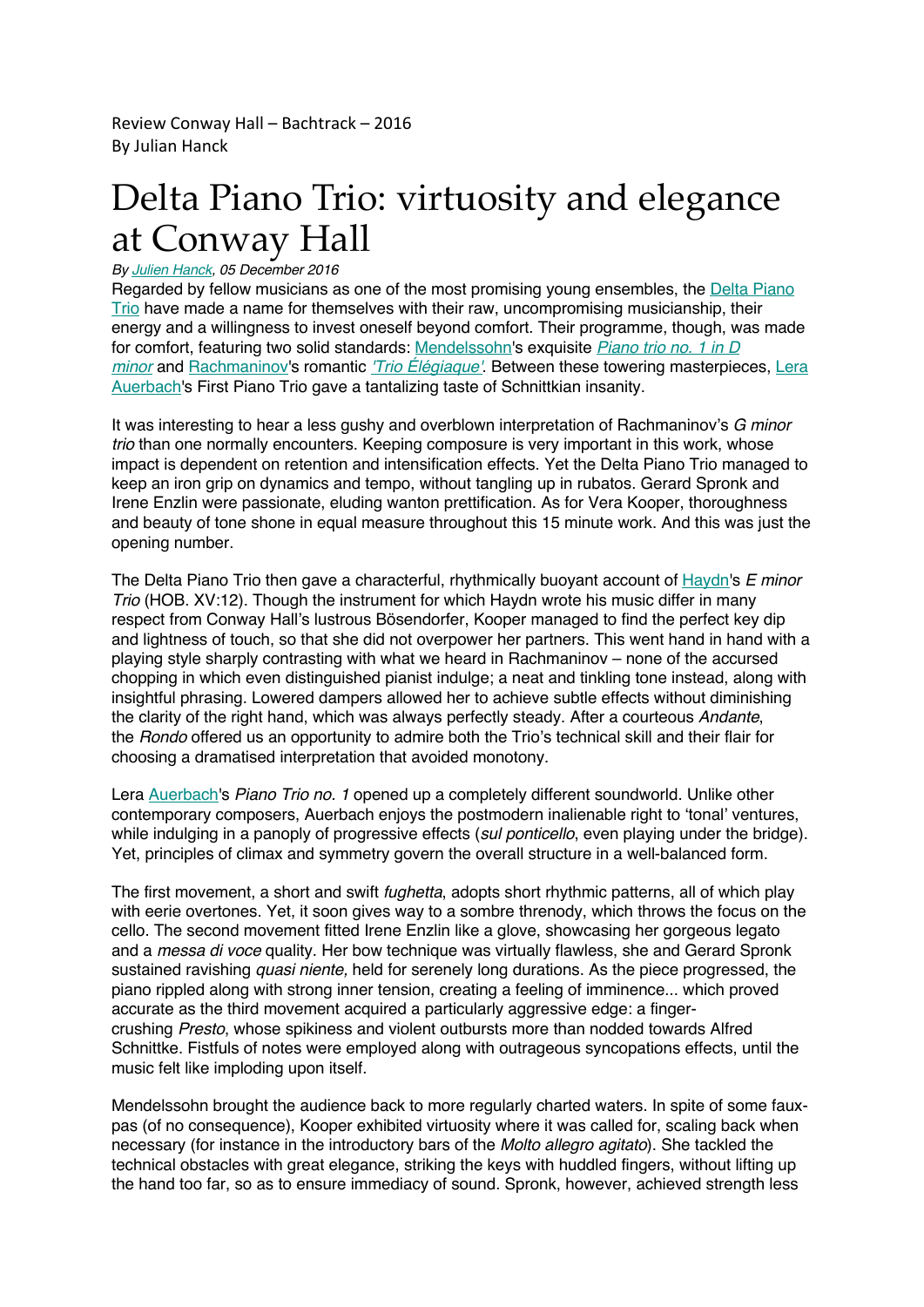Review Conway Hall – Bachtrack – 2016
By Julian Hanck

# Delta Piano Trio: virtuosity and elegance at Conway Hall

*By Julien Hanck, 05 December 2016*

Regarded by fellow musicians as one of the most promising young ensembles, the Delta Piano Trio have made a name for themselves with their raw, uncompromising musicianship, their energy and a willingness to invest oneself beyond comfort. Their programme, though, was made for comfort, featuring two solid standards: Mendelssohn's exquisite *Piano trio no. 1 in D minor* and Rachmaninov's romantic *'Trio Élégiaque'*. Between these towering masterpieces, Lera Auerbach's First Piano Trio gave a tantalizing taste of Schnittkian insanity.

It was interesting to hear a less gushy and overblown interpretation of Rachmaninov's *G minor trio* than one normally encounters. Keeping composure is very important in this work, whose impact is dependent on retention and intensification effects. Yet the Delta Piano Trio managed to keep an iron grip on dynamics and tempo, without tangling up in rubatos. Gerard Spronk and Irene Enzlin were passionate, eluding wanton prettification. As for Vera Kooper, thoroughness and beauty of tone shone in equal measure throughout this 15 minute work. And this was just the opening number.

The Delta Piano Trio then gave a characterful, rhythmically buoyant account of Haydn's *E minor Trio* (HOB. XV:12). Though the instrument for which Haydn wrote his music differ in many respect from Conway Hall's lustrous Bösendorfer, Kooper managed to find the perfect key dip and lightness of touch, so that she did not overpower her partners. This went hand in hand with a playing style sharply contrasting with what we heard in Rachmaninov – none of the accursed chopping in which even distinguished pianist indulge; a neat and tinkling tone instead, along with insightful phrasing. Lowered dampers allowed her to achieve subtle effects without diminishing the clarity of the right hand, which was always perfectly steady. After a courteous *Andante*, the *Rondo* offered us an opportunity to admire both the Trio's technical skill and their flair for choosing a dramatised interpretation that avoided monotony.

Lera Auerbach's *Piano Trio no. 1* opened up a completely different soundworld. Unlike other contemporary composers, Auerbach enjoys the postmodern inalienable right to 'tonal' ventures, while indulging in a panoply of progressive effects (*sul ponticello*, even playing under the bridge). Yet, principles of climax and symmetry govern the overall structure in a well-balanced form.

The first movement, a short and swift *fughetta*, adopts short rhythmic patterns, all of which play with eerie overtones. Yet, it soon gives way to a sombre threnody, which throws the focus on the cello. The second movement fitted Irene Enzlin like a glove, showcasing her gorgeous legato and a *messa di voce* quality. Her bow technique was virtually flawless, she and Gerard Spronk sustained ravishing *quasi niente,* held for serenely long durations. As the piece progressed, the piano rippled along with strong inner tension, creating a feeling of imminence... which proved accurate as the third movement acquired a particularly aggressive edge: a finger-crushing *Presto*, whose spikiness and violent outbursts more than nodded towards Alfred Schnittke. Fistfuls of notes were employed along with outrageous syncopations effects, until the music felt like imploding upon itself.

Mendelssohn brought the audience back to more regularly charted waters. In spite of some faux-pas (of no consequence), Kooper exhibited virtuosity where it was called for, scaling back when necessary (for instance in the introductory bars of the *Molto allegro agitato*). She tackled the technical obstacles with great elegance, striking the keys with huddled fingers, without lifting up the hand too far, so as to ensure immediacy of sound. Sprónk, however, achieved strength less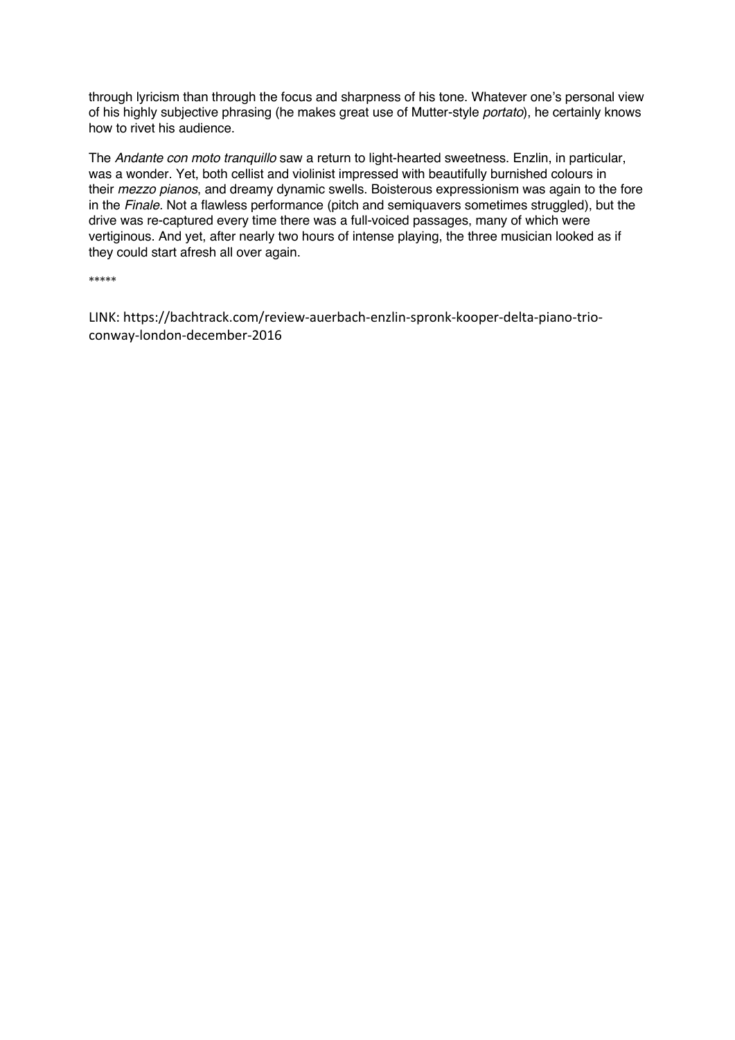through lyricism than through the focus and sharpness of his tone. Whatever one's personal view of his highly subjective phrasing (he makes great use of Mutter-style *portato*), he certainly knows how to rivet his audience.

The *Andante con moto tranquillo* saw a return to light-hearted sweetness. Enzlin, in particular, was a wonder. Yet, both cellist and violinist impressed with beautifully burnished colours in their *mezzo pianos*, and dreamy dynamic swells. Boisterous expressionism was again to the fore in the *Finale.* Not a flawless performance (pitch and semiquavers sometimes struggled), but the drive was re-captured every time there was a full-voiced passages, many of which were vertiginous. And yet, after nearly two hours of intense playing, the three musician looked as if they could start afresh all over again.

*****

LINK: https://bachtrack.com/review-auerbach-enzlin-spronk-kooper-delta-piano-trio-conway-london-december-2016